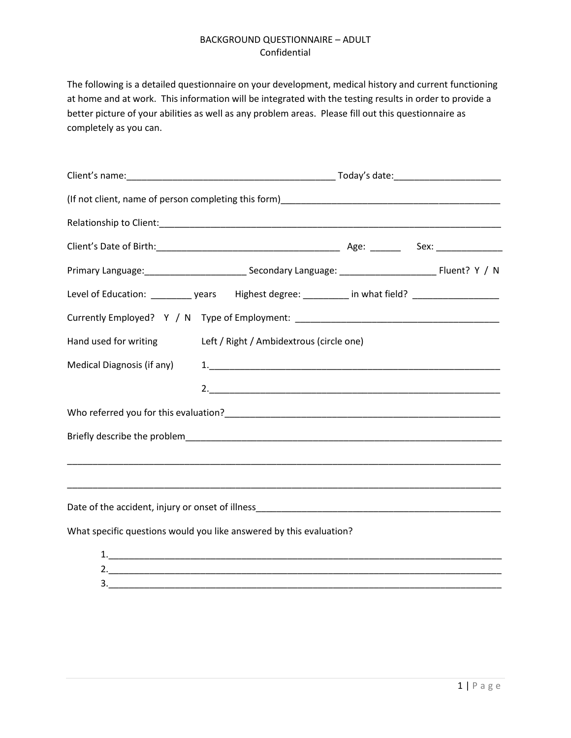# BACKGROUND QUESTIONNAIRE – ADULT

Confidential

The following is a detailed questionnaire on your development, medical history and current functioning at home and at work. This information will be integrated with the testing results in order to provide a better picture of your abilities as well as any problem areas. Please fill out this questionnaire as completely as you can.

Client's name:_________________________________________ Today's date:_____________________

(If not client, name of person completing this form)___________________________________________

Relationship to Client:_____________________________________________________________________

Client's Date of Birth:____________________________________ Age: ______ Sex: _____________

Primary Language:____________________ Secondary Language: ___________________ Fluent? Y / N

Level of Education: ________ years Highest degree: _________ in what field? _________________

Currently Employed? Y / N Type of Employment: _______________________________________

Hand used for writing Left / Right / Ambidextrous (circle one)

Medical Diagnosis (if any) 1.__________________________________________________________

2.__________________________________________________________

Who referred you for this evaluation?_______________________________________________________

Briefly describe the problem________________________________________________________________

_______________________________________________________________________________________

_______________________________________________________________________________________

Date of the accident, injury or onset of illness_________________________________________________

What specific questions would you like answered by this evaluation?

1.______________________________________________________________________________

2.______________________________________________________________________________

3.______________________________________________________________________________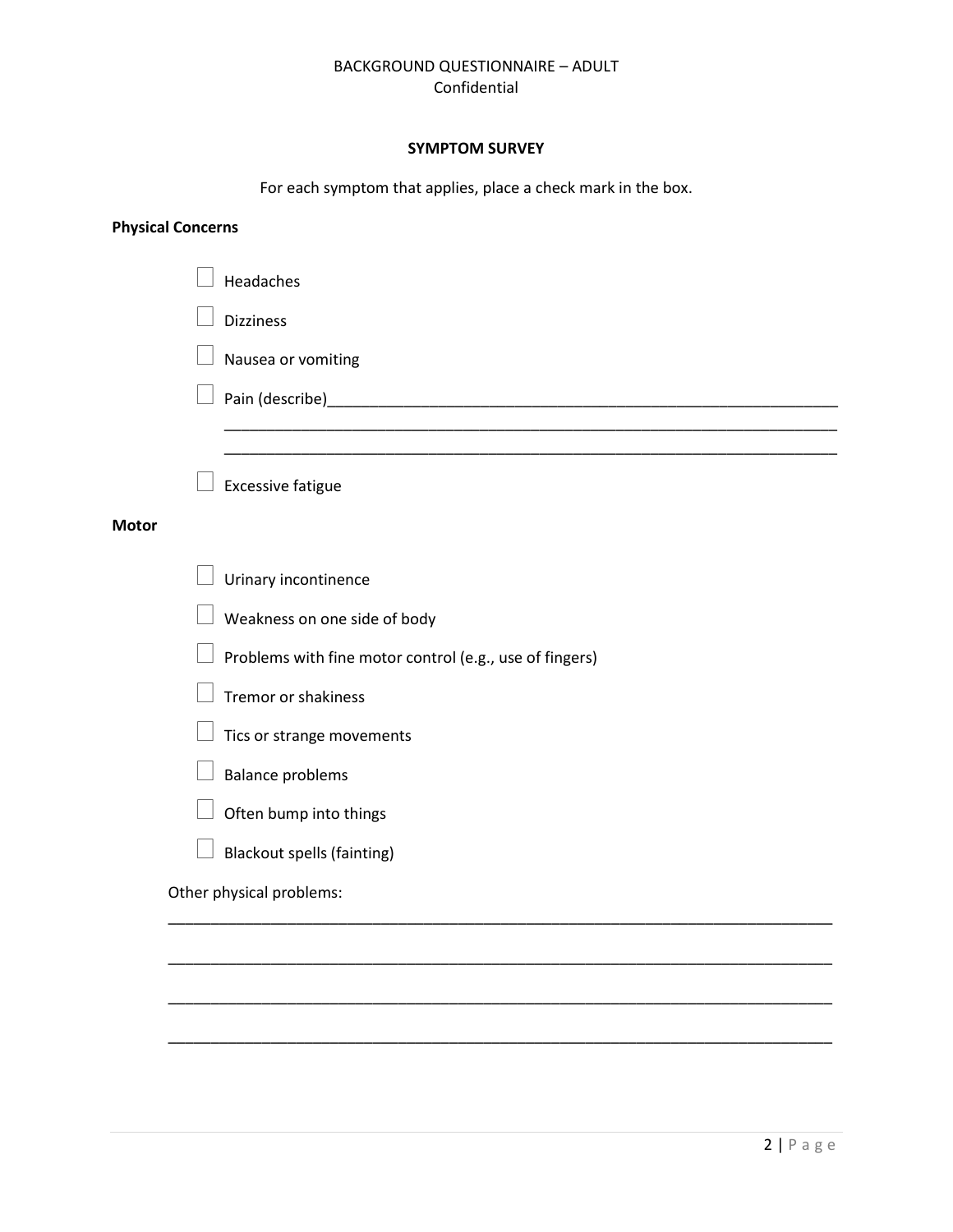BACKGROUND QUESTIONNAIRE – ADULT
Confidential

## SYMPTOM SURVEY

For each symptom that applies, place a check mark in the box.

**Physical Concerns**

- ☐ Headaches
- ☐ Dizziness
- ☐ Nausea or vomiting
- ☐ Pain (describe)________________________________________________________________
  ______________________________________________________________________________
  ______________________________________________________________________________
- ☐ Excessive fatigue

**Motor**

- ☐ Urinary incontinence
- ☐ Weakness on one side of body
- ☐ Problems with fine motor control (e.g., use of fingers)
- ☐ Tremor or shakiness
- ☐ Tics or strange movements
- ☐ Balance problems
- ☐ Often bump into things
- ☐ Blackout spells (fainting)

Other physical problems:

______________________________________________________________________________

______________________________________________________________________________

______________________________________________________________________________

______________________________________________________________________________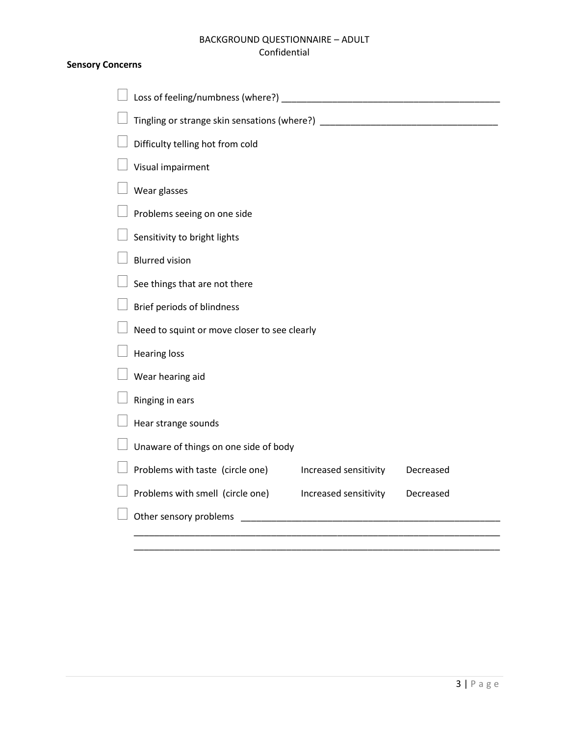BACKGROUND QUESTIONNAIRE – ADULT
Confidential

**Sensory Concerns**

- ☐ Loss of feeling/numbness (where?) ___________________________________________
- ☐ Tingling or strange skin sensations (where?) __________________________________
- ☐ Difficulty telling hot from cold
- ☐ Visual impairment
- ☐ Wear glasses
- ☐ Problems seeing on one side
- ☐ Sensitivity to bright lights
- ☐ Blurred vision
- ☐ See things that are not there
- ☐ Brief periods of blindness
- ☐ Need to squint or move closer to see clearly
- ☐ Hearing loss
- ☐ Wear hearing aid
- ☐ Ringing in ears
- ☐ Hear strange sounds
- ☐ Unaware of things on one side of body
- ☐ Problems with taste (circle one) Increased sensitivity Decreased
- ☐ Problems with smell (circle one) Increased sensitivity Decreased
- ☐ Other sensory problems ____________________________________________________
  ________________________________________________________________________
  ________________________________________________________________________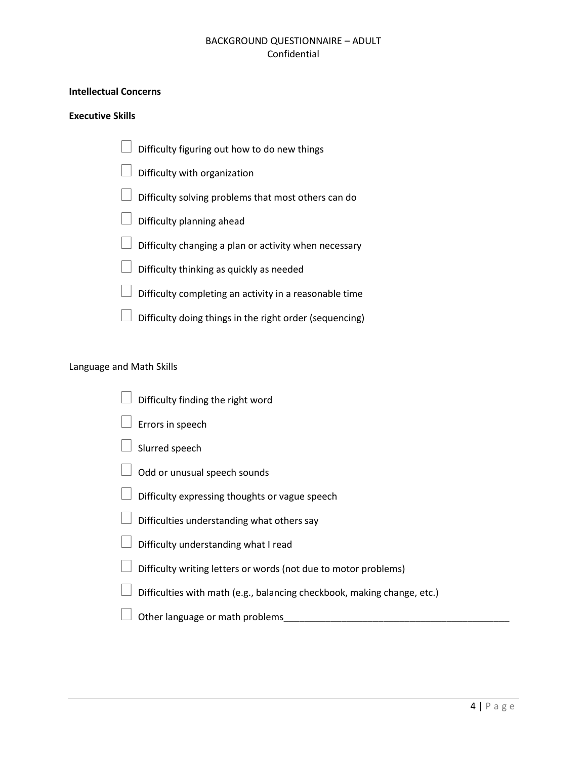**Intellectual Concerns**

**Executive Skills**

- ☐ Difficulty figuring out how to do new things
- ☐ Difficulty with organization
- ☐ Difficulty solving problems that most others can do
- ☐ Difficulty planning ahead
- ☐ Difficulty changing a plan or activity when necessary
- ☐ Difficulty thinking as quickly as needed
- ☐ Difficulty completing an activity in a reasonable time
- ☐ Difficulty doing things in the right order (sequencing)

Language and Math Skills

- ☐ Difficulty finding the right word
- ☐ Errors in speech
- ☐ Slurred speech
- ☐ Odd or unusual speech sounds
- ☐ Difficulty expressing thoughts or vague speech
- ☐ Difficulties understanding what others say
- ☐ Difficulty understanding what I read
- ☐ Difficulty writing letters or words (not due to motor problems)
- ☐ Difficulties with math (e.g., balancing checkbook, making change, etc.)
- ☐ Other language or math problems____________________________________________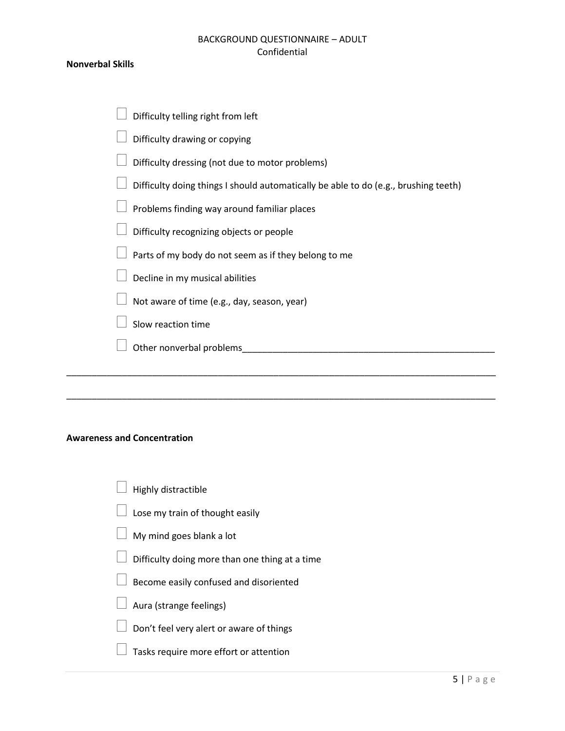**Nonverbal Skills**

- ☐ Difficulty telling right from left
- ☐ Difficulty drawing or copying
- ☐ Difficulty dressing (not due to motor problems)
- ☐ Difficulty doing things I should automatically be able to do (e.g., brushing teeth)
- ☐ Problems finding way around familiar places
- ☐ Difficulty recognizing objects or people
- ☐ Parts of my body do not seem as if they belong to me
- ☐ Decline in my musical abilities
- ☐ Not aware of time (e.g., day, season, year)
- ☐ Slow reaction time
- ☐ Other nonverbal problems____________________________________________________

______________________________________________________________________________________

______________________________________________________________________________________

**Awareness and Concentration**

- ☐ Highly distractible
- ☐ Lose my train of thought easily
- ☐ My mind goes blank a lot
- ☐ Difficulty doing more than one thing at a time
- ☐ Become easily confused and disoriented
- ☐ Aura (strange feelings)
- ☐ Don't feel very alert or aware of things
- ☐ Tasks require more effort or attention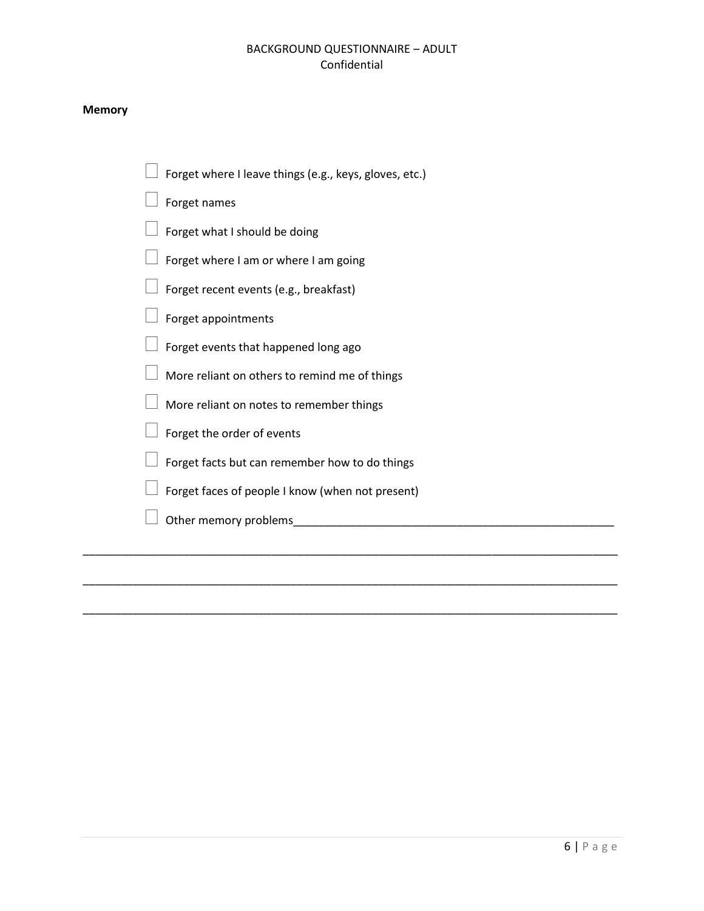**Memory**

- ☐ Forget where I leave things (e.g., keys, gloves, etc.)
- ☐ Forget names
- ☐ Forget what I should be doing
- ☐ Forget where I am or where I am going
- ☐ Forget recent events (e.g., breakfast)
- ☐ Forget appointments
- ☐ Forget events that happened long ago
- ☐ More reliant on others to remind me of things
- ☐ More reliant on notes to remember things
- ☐ Forget the order of events
- ☐ Forget facts but can remember how to do things
- ☐ Forget faces of people I know (when not present)
- ☐ Other memory problems_____________________________________________________

_______________________________________________________________________________________

_______________________________________________________________________________________

_______________________________________________________________________________________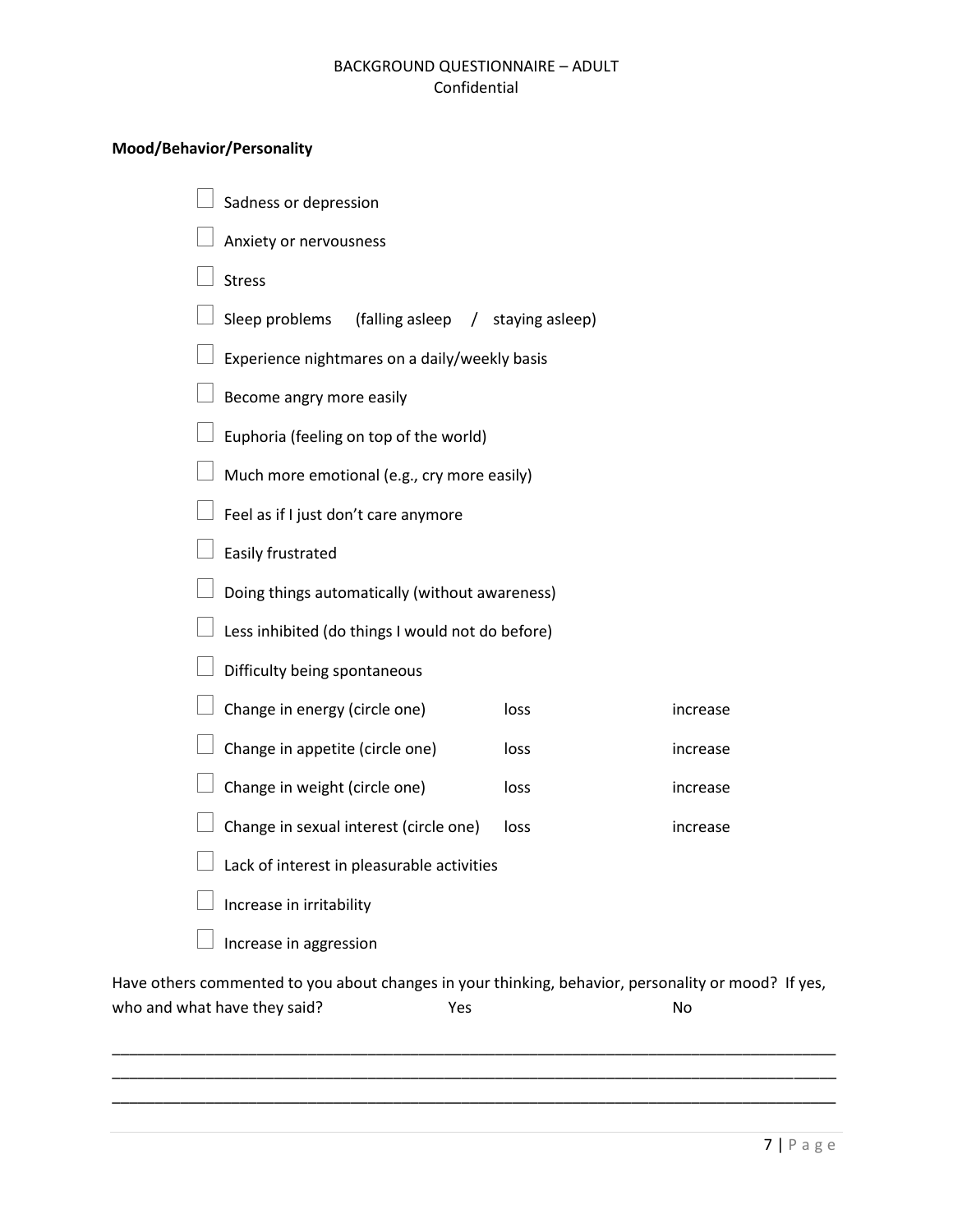BACKGROUND QUESTIONNAIRE – ADULT
Confidential

**Mood/Behavior/Personality**

- ☐ Sadness or depression
- ☐ Anxiety or nervousness
- ☐ Stress
- ☐ Sleep problems (falling asleep / staying asleep)
- ☐ Experience nightmares on a daily/weekly basis
- ☐ Become angry more easily
- ☐ Euphoria (feeling on top of the world)
- ☐ Much more emotional (e.g., cry more easily)
- ☐ Feel as if I just don't care anymore
- ☐ Easily frustrated
- ☐ Doing things automatically (without awareness)
- ☐ Less inhibited (do things I would not do before)
- ☐ Difficulty being spontaneous
- ☐ Change in energy (circle one) loss increase
- ☐ Change in appetite (circle one) loss increase
- ☐ Change in weight (circle one) loss increase
- ☐ Change in sexual interest (circle one) loss increase
- ☐ Lack of interest in pleasurable activities
- ☐ Increase in irritability
- ☐ Increase in aggression

Have others commented to you about changes in your thinking, behavior, personality or mood? If yes, who and what have they said? Yes No

_______________________________________________________________________________
_______________________________________________________________________________
_______________________________________________________________________________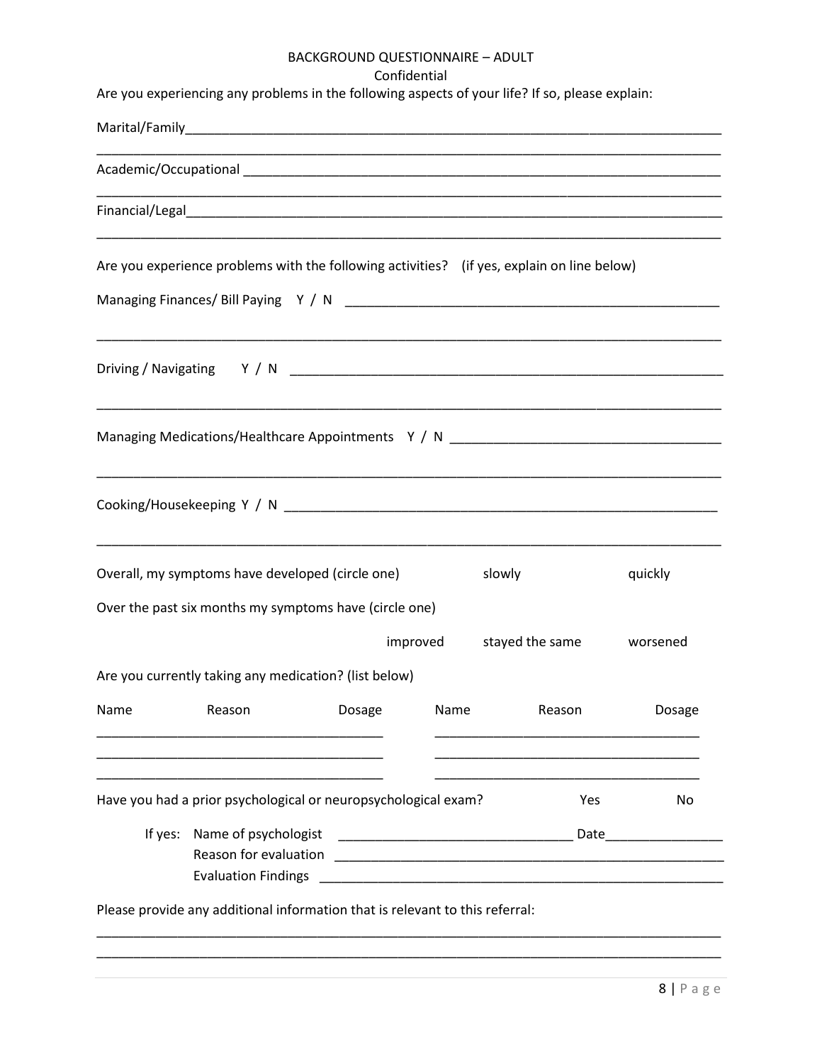BACKGROUND QUESTIONNAIRE – ADULT

Confidential

Are you experiencing any problems in the following aspects of your life? If so, please explain:

Marital/Family______________________________________________________________________________

_____________________________________________________________________________________

Academic/Occupational ______________________________________________________________________

_____________________________________________________________________________________

Financial/Legal______________________________________________________________________________

_____________________________________________________________________________________

Are you experience problems with the following activities? (if yes, explain on line below)

Managing Finances/ Bill Paying Y / N ____________________________________________________

_____________________________________________________________________________________

Driving / Navigating Y / N ________________________________________________________________

_____________________________________________________________________________________

Managing Medications/Healthcare Appointments Y / N ___________________________________

_____________________________________________________________________________________

Cooking/Housekeeping Y / N ____________________________________________________________

_____________________________________________________________________________________

Overall, my symptoms have developed (circle one) slowly quickly

Over the past six months my symptoms have (circle one)

improved stayed the same worsened

Are you currently taking any medication? (list below)

| Name | Reason | Dosage | Name | Reason | Dosage |
| --- | --- | --- | --- | --- | --- |
| | | | | | |
| | | | | | |
| | | | | | |

Have you had a prior psychological or neuropsychological exam? Yes No

If yes: Name of psychologist ______________________________ Date________________

Reason for evaluation ____________________________________________________

Evaluation Findings _____________________________________________________

Please provide any additional information that is relevant to this referral:

_____________________________________________________________________________________

_____________________________________________________________________________________